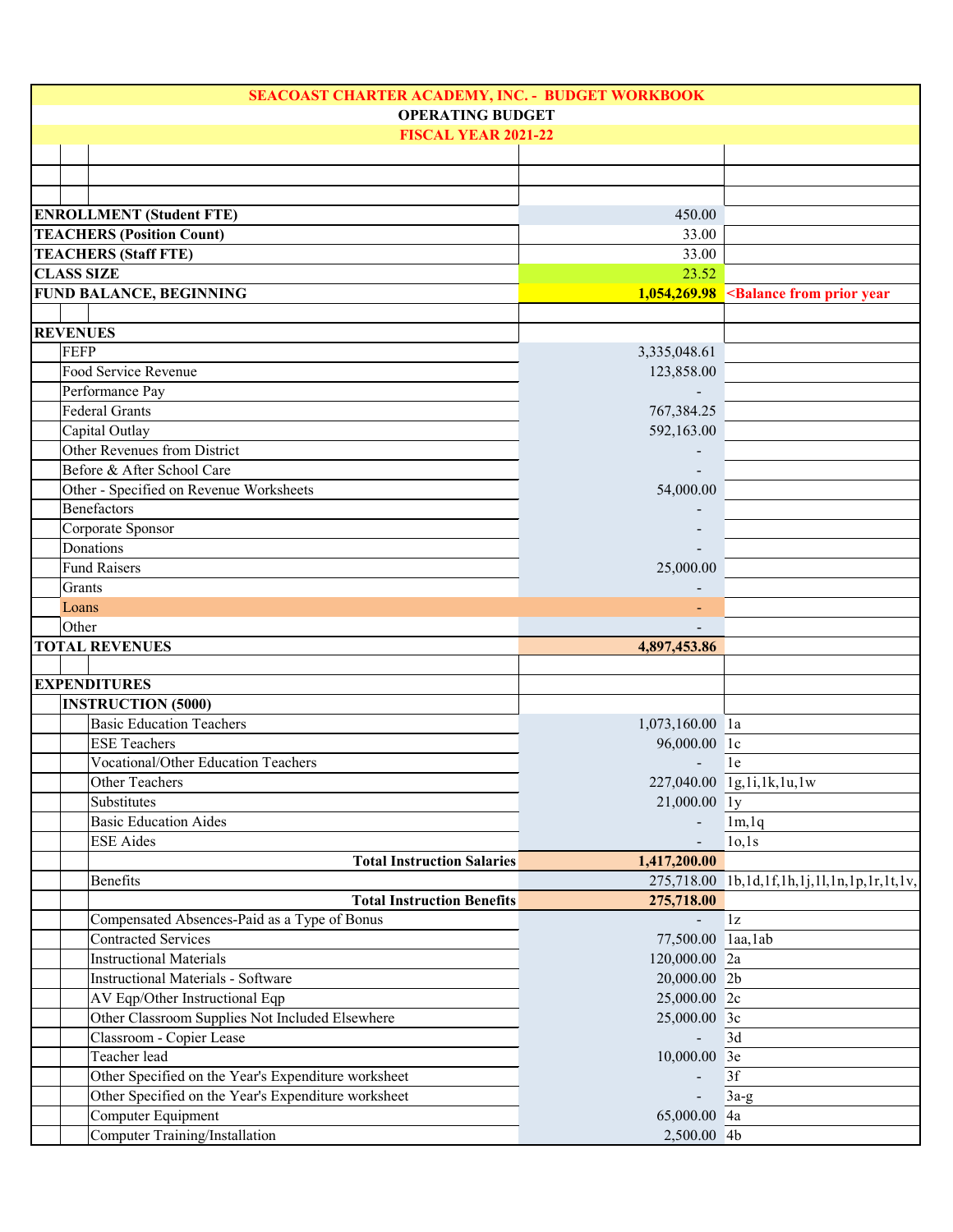# SEACOAST CHARTER ACADEMY, INC. - BUDGET WORKBOOK

## OPERATING BUDGET

## FISCAL YEAR 2021-22

| | | | |
|---|---|---|---|
| **ENROLLMENT (Student FTE)** | | 450.00 | |
| **TEACHERS (Position Count)** | | 33.00 | |
| **TEACHERS (Staff FTE)** | | 33.00 | |
| **CLASS SIZE** | | 23.52 | |
| **FUND BALANCE, BEGINNING** | | **1,054,269.98** | **<Balance from prior year** |
| | | | |
| **REVENUES** | | | |
| | FEFP | 3,335,048.61 | |
| | Food Service Revenue | 123,858.00 | |
| | Performance Pay | - | |
| | Federal Grants | 767,384.25 | |
| | Capital Outlay | 592,163.00 | |
| | Other Revenues from District | - | |
| | Before & After School Care | - | |
| | Other - Specified on Revenue Worksheets | 54,000.00 | |
| | Benefactors | - | |
| | Corporate Sponsor | - | |
| | Donations | - | |
| | Fund Raisers | 25,000.00 | |
| | Grants | - | |
| | Loans | - | |
| | Other | - | |
| **TOTAL REVENUES** | | **4,897,453.86** | |
| | | | |
| **EXPENDITURES** | | | |
| | **INSTRUCTION (5000)** | | |
| | Basic Education Teachers | 1,073,160.00 | 1a |
| | ESE Teachers | 96,000.00 | 1c |
| | Vocational/Other Education Teachers | - | 1e |
| | Other Teachers | 227,040.00 | 1g,1i,1k,1u,1w |
| | Substitutes | 21,000.00 | 1y |
| | Basic Education Aides | - | 1m,1q |
| | ESE Aides | - | 1o,1s |
| | **Total Instruction Salaries** | **1,417,200.00** | |
| | Benefits | 275,718.00 | 1b,1d,1f,1h,1j,1l,1n,1p,1r,1t,1v, |
| | **Total Instruction Benefits** | **275,718.00** | |
| | Compensated Absences-Paid as a Type of Bonus | - | 1z |
| | Contracted Services | 77,500.00 | 1aa,1ab |
| | Instructional Materials | 120,000.00 | 2a |
| | Instructional Materials - Software | 20,000.00 | 2b |
| | AV Eqp/Other Instructional Eqp | 25,000.00 | 2c |
| | Other Classroom Supplies Not Included Elsewhere | 25,000.00 | 3c |
| | Classroom - Copier Lease | - | 3d |
| | Teacher lead | 10,000.00 | 3e |
| | Other Specified on the Year's Expenditure worksheet | - | 3f |
| | Other Specified on the Year's Expenditure worksheet | - | 3a-g |
| | Computer Equipment | 65,000.00 | 4a |
| | Computer Training/Installation | 2,500.00 | 4b |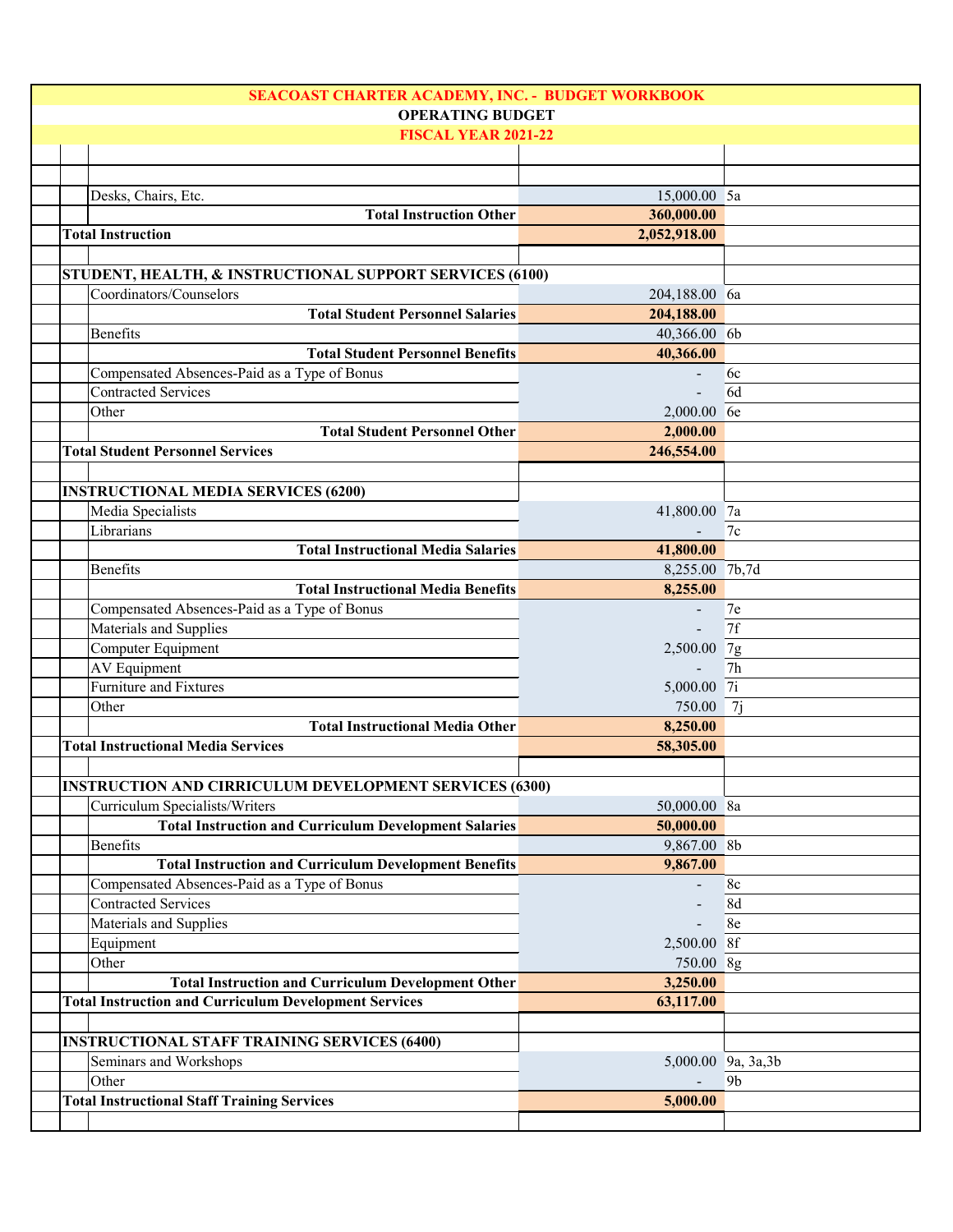# SEACOAST CHARTER ACADEMY, INC. - BUDGET WORKBOOK

## OPERATING BUDGET

## FISCAL YEAR 2021-22

| Item | Amount | Ref |
|---|---|---|
| Desks, Chairs, Etc. | 15,000.00 | 5a |
| **Total Instruction Other** | **360,000.00** | |
| **Total Instruction** | **2,052,918.00** | |
| | | |
| **STUDENT, HEALTH, & INSTRUCTIONAL SUPPORT SERVICES (6100)** | | |
| Coordinators/Counselors | 204,188.00 | 6a |
| **Total Student Personnel Salaries** | **204,188.00** | |
| Benefits | 40,366.00 | 6b |
| **Total Student Personnel Benefits** | **40,366.00** | |
| Compensated Absences-Paid as a Type of Bonus | - | 6c |
| Contracted Services | - | 6d |
| Other | 2,000.00 | 6e |
| **Total Student Personnel Other** | **2,000.00** | |
| **Total Student Personnel Services** | **246,554.00** | |
| | | |
| **INSTRUCTIONAL MEDIA SERVICES (6200)** | | |
| Media Specialists | 41,800.00 | 7a |
| Librarians | - | 7c |
| **Total Instructional Media Salaries** | **41,800.00** | |
| Benefits | 8,255.00 | 7b,7d |
| **Total Instructional Media Benefits** | **8,255.00** | |
| Compensated Absences-Paid as a Type of Bonus | - | 7e |
| Materials and Supplies | - | 7f |
| Computer Equipment | 2,500.00 | 7g |
| AV Equipment | - | 7h |
| Furniture and Fixtures | 5,000.00 | 7i |
| Other | 750.00 | 7j |
| **Total Instructional Media Other** | **8,250.00** | |
| **Total Instructional Media Services** | **58,305.00** | |
| | | |
| **INSTRUCTION AND CIRRICULUM DEVELOPMENT SERVICES (6300)** | | |
| Curriculum Specialists/Writers | 50,000.00 | 8a |
| **Total Instruction and Curriculum Development Salaries** | **50,000.00** | |
| Benefits | 9,867.00 | 8b |
| **Total Instruction and Curriculum Development Benefits** | **9,867.00** | |
| Compensated Absences-Paid as a Type of Bonus | - | 8c |
| Contracted Services | - | 8d |
| Materials and Supplies | - | 8e |
| Equipment | 2,500.00 | 8f |
| Other | 750.00 | 8g |
| **Total Instruction and Curriculum Development Other** | **3,250.00** | |
| **Total Instruction and Curriculum Development Services** | **63,117.00** | |
| | | |
| **INSTRUCTIONAL STAFF TRAINING SERVICES (6400)** | | |
| Seminars and Workshops | 5,000.00 | 9a, 3a,3b |
| Other | - | 9b |
| **Total Instructional Staff Training Services** | **5,000.00** | |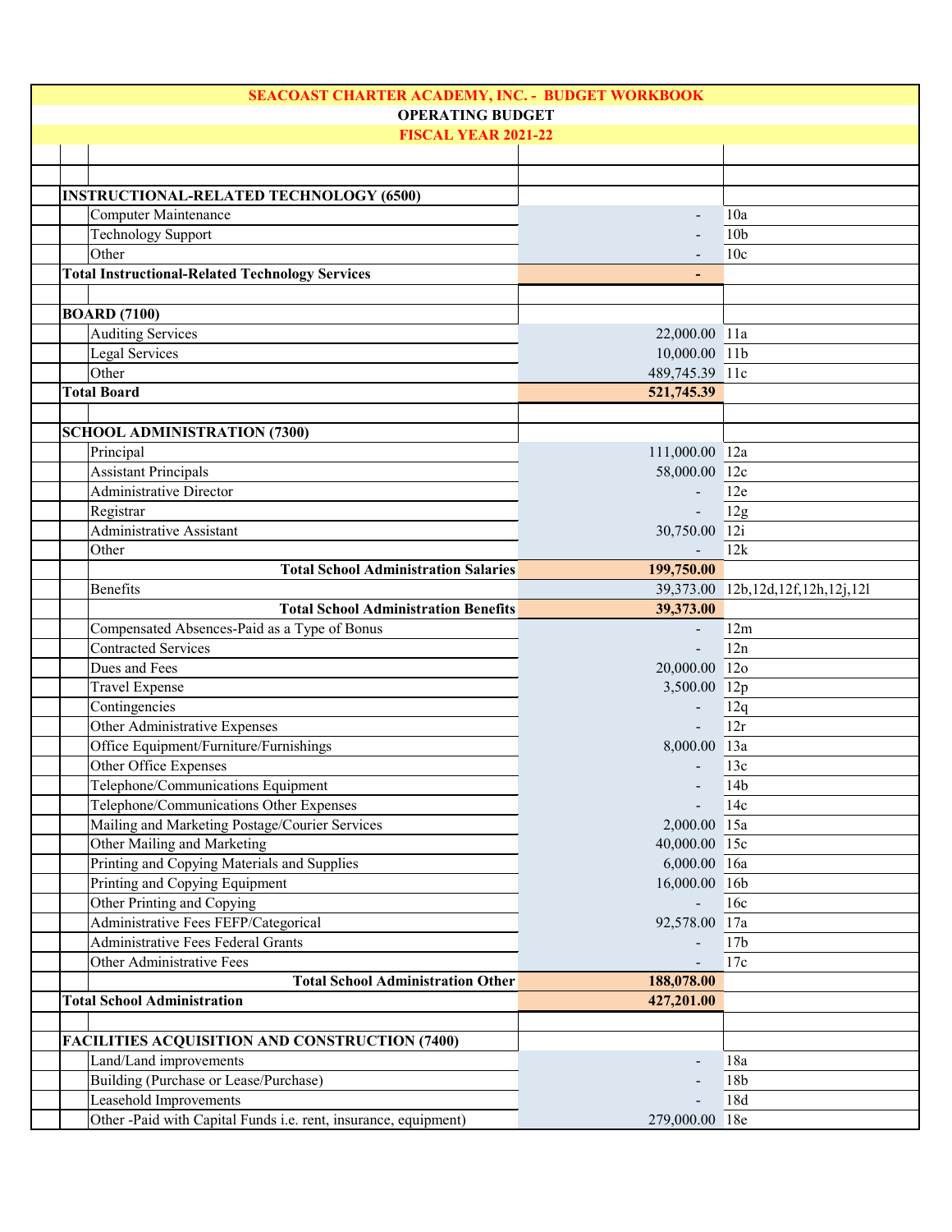# SEACOAST CHARTER ACADEMY, INC. - BUDGET WORKBOOK

## OPERATING BUDGET

### FISCAL YEAR 2021-22

| Item | Amount | Ref |
|---|---|---|
| **INSTRUCTIONAL-RELATED TECHNOLOGY (6500)** | | |
| Computer Maintenance | - | 10a |
| Technology Support | - | 10b |
| Other | - | 10c |
| **Total Instructional-Related Technology Services** | **-** | |
| | | |
| **BOARD (7100)** | | |
| Auditing Services | 22,000.00 | 11a |
| Legal Services | 10,000.00 | 11b |
| Other | 489,745.39 | 11c |
| **Total Board** | **521,745.39** | |
| | | |
| **SCHOOL ADMINISTRATION (7300)** | | |
| Principal | 111,000.00 | 12a |
| Assistant Principals | 58,000.00 | 12c |
| Administrative Director | - | 12e |
| Registrar | - | 12g |
| Administrative Assistant | 30,750.00 | 12i |
| Other | - | 12k |
| **Total School Administration Salaries** | **199,750.00** | |
| Benefits | 39,373.00 | 12b,12d,12f,12h,12j,12l |
| **Total School Administration Benefits** | **39,373.00** | |
| Compensated Absences-Paid as a Type of Bonus | - | 12m |
| Contracted Services | - | 12n |
| Dues and Fees | 20,000.00 | 12o |
| Travel Expense | 3,500.00 | 12p |
| Contingencies | - | 12q |
| Other Administrative Expenses | - | 12r |
| Office Equipment/Furniture/Furnishings | 8,000.00 | 13a |
| Other Office Expenses | - | 13c |
| Telephone/Communications Equipment | - | 14b |
| Telephone/Communications Other Expenses | - | 14c |
| Mailing and Marketing Postage/Courier Services | 2,000.00 | 15a |
| Other Mailing and Marketing | 40,000.00 | 15c |
| Printing and Copying Materials and Supplies | 6,000.00 | 16a |
| Printing and Copying Equipment | 16,000.00 | 16b |
| Other Printing and Copying | - | 16c |
| Administrative Fees FEFP/Categorical | 92,578.00 | 17a |
| Administrative Fees Federal Grants | - | 17b |
| Other Administrative Fees | - | 17c |
| **Total School Administration Other** | **188,078.00** | |
| **Total School Administration** | **427,201.00** | |
| | | |
| **FACILITIES ACQUISITION AND CONSTRUCTION (7400)** | | |
| Land/Land improvements | - | 18a |
| Building (Purchase or Lease/Purchase) | - | 18b |
| Leasehold Improvements | - | 18d |
| Other -Paid with Capital Funds i.e. rent, insurance, equipment) | 279,000.00 | 18e |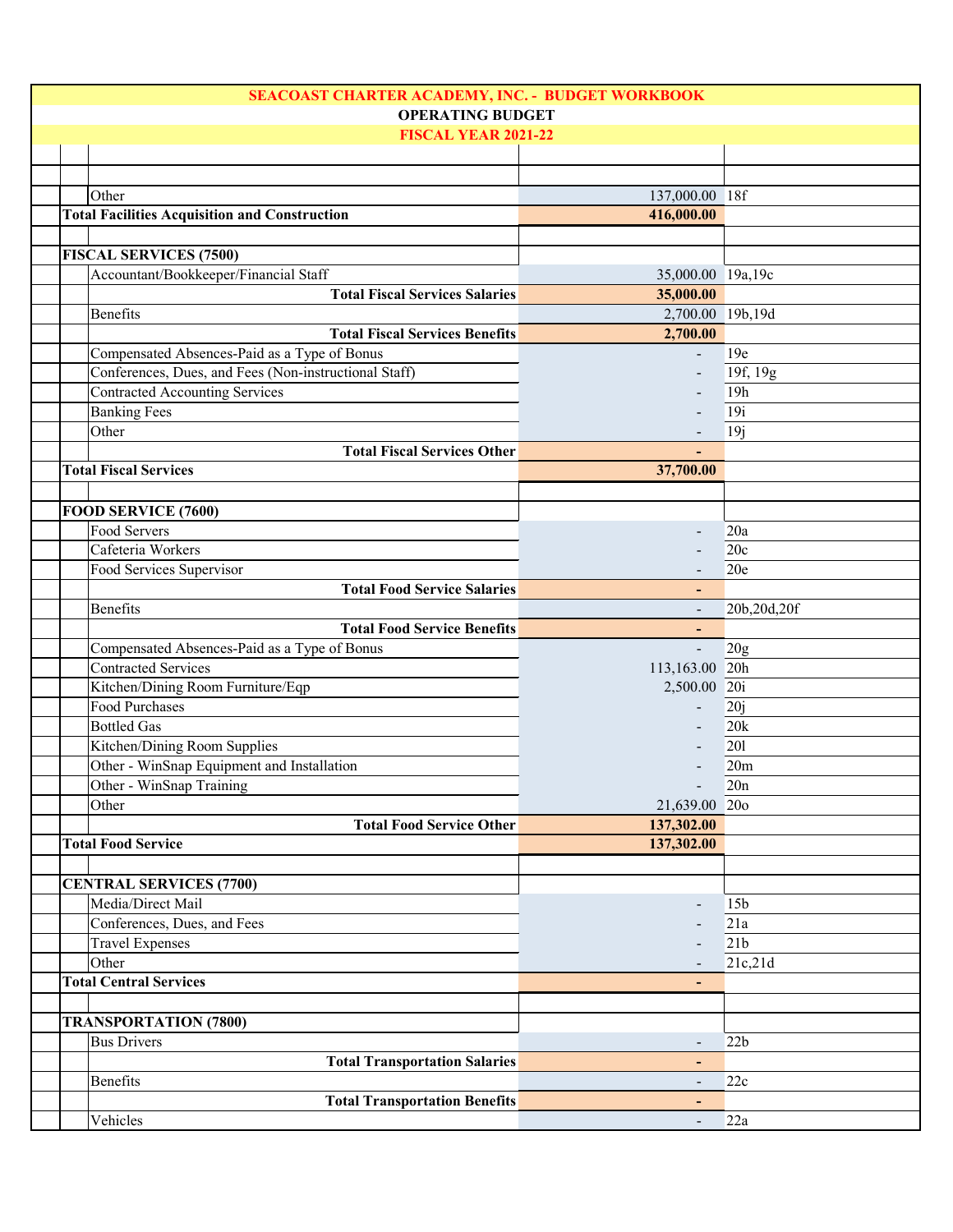**SEACOAST CHARTER ACADEMY, INC. - BUDGET WORKBOOK**

**OPERATING BUDGET**

**FISCAL YEAR 2021-22**

| | | |
|---|---|---|
| Other | 137,000.00 | 18f |
| **Total Facilities Acquisition and Construction** | **416,000.00** | |
| | | |
| **FISCAL SERVICES (7500)** | | |
| Accountant/Bookkeeper/Financial Staff | 35,000.00 | 19a,19c |
| **Total Fiscal Services Salaries** | **35,000.00** | |
| Benefits | 2,700.00 | 19b,19d |
| **Total Fiscal Services Benefits** | **2,700.00** | |
| Compensated Absences-Paid as a Type of Bonus | - | 19e |
| Conferences, Dues, and Fees (Non-instructional Staff) | - | 19f, 19g |
| Contracted Accounting Services | - | 19h |
| Banking Fees | - | 19i |
| Other | - | 19j |
| **Total Fiscal Services Other** | **-** | |
| **Total Fiscal Services** | **37,700.00** | |
| | | |
| **FOOD SERVICE (7600)** | | |
| Food Servers | - | 20a |
| Cafeteria Workers | - | 20c |
| Food Services Supervisor | - | 20e |
| **Total Food Service Salaries** | **-** | |
| Benefits | - | 20b,20d,20f |
| **Total Food Service Benefits** | **-** | |
| Compensated Absences-Paid as a Type of Bonus | - | 20g |
| Contracted Services | 113,163.00 | 20h |
| Kitchen/Dining Room Furniture/Eqp | 2,500.00 | 20i |
| Food Purchases | - | 20j |
| Bottled Gas | - | 20k |
| Kitchen/Dining Room Supplies | - | 20l |
| Other - WinSnap Equipment and Installation | - | 20m |
| Other - WinSnap Training | - | 20n |
| Other | 21,639.00 | 20o |
| **Total Food Service Other** | **137,302.00** | |
| **Total Food Service** | **137,302.00** | |
| | | |
| **CENTRAL SERVICES (7700)** | | |
| Media/Direct Mail | - | 15b |
| Conferences, Dues, and Fees | - | 21a |
| Travel Expenses | - | 21b |
| Other | - | 21c,21d |
| **Total Central Services** | **-** | |
| | | |
| **TRANSPORTATION (7800)** | | |
| Bus Drivers | - | 22b |
| **Total Transportation Salaries** | **-** | |
| Benefits | - | 22c |
| **Total Transportation Benefits** | **-** | |
| Vehicles | - | 22a |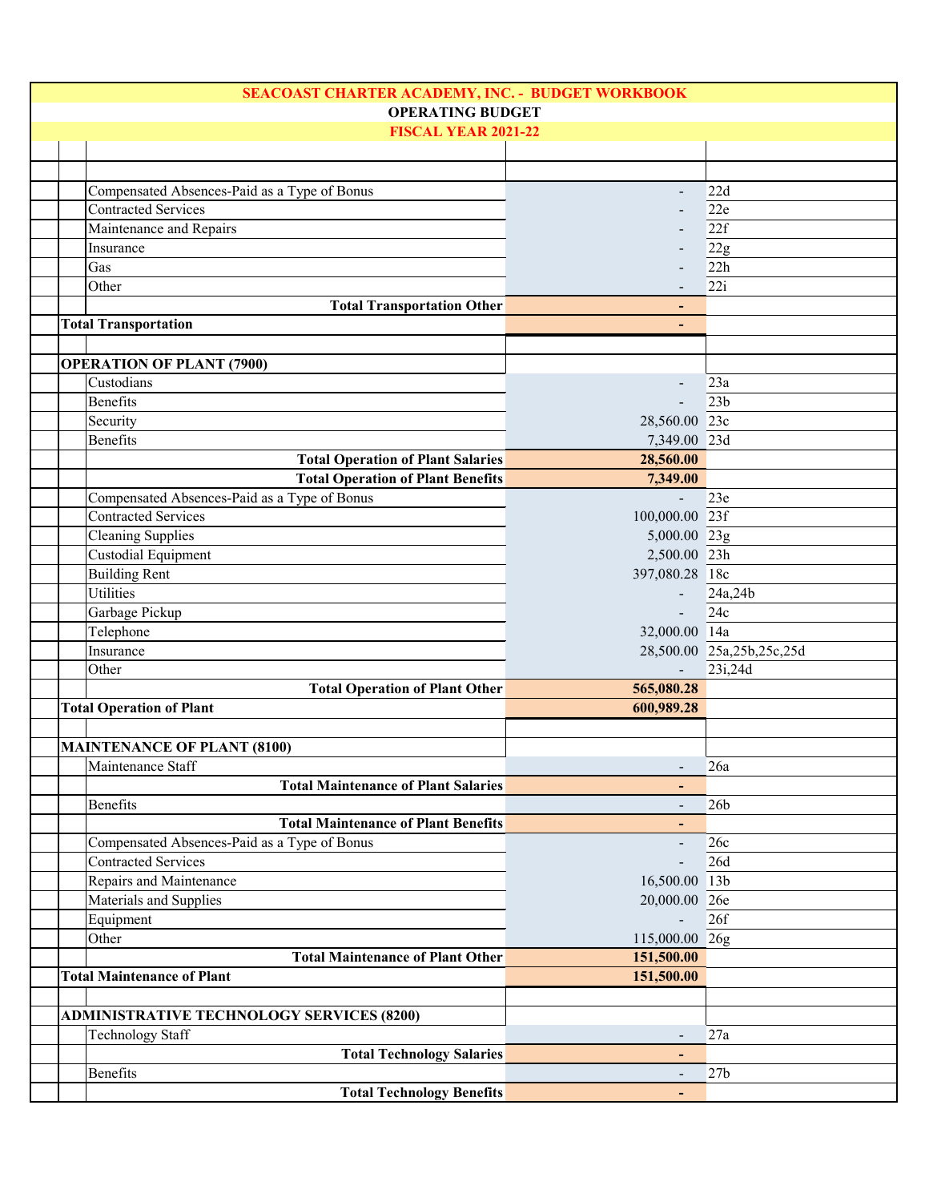**SEACOAST CHARTER ACADEMY, INC. - BUDGET WORKBOOK**

**OPERATING BUDGET**

**FISCAL YEAR 2021-22**

| | Amount | Ref |
|---|---|---|
| Compensated Absences-Paid as a Type of Bonus | - | 22d |
| Contracted Services | - | 22e |
| Maintenance and Repairs | - | 22f |
| Insurance | - | 22g |
| Gas | - | 22h |
| Other | - | 22i |
| **Total Transportation Other** | **-** | |
| **Total Transportation** | **-** | |
| | | |
| **OPERATION OF PLANT (7900)** | | |
| Custodians | - | 23a |
| Benefits | - | 23b |
| Security | 28,560.00 | 23c |
| Benefits | 7,349.00 | 23d |
| **Total Operation of Plant Salaries** | **28,560.00** | |
| **Total Operation of Plant Benefits** | **7,349.00** | |
| Compensated Absences-Paid as a Type of Bonus | - | 23e |
| Contracted Services | 100,000.00 | 23f |
| Cleaning Supplies | 5,000.00 | 23g |
| Custodial Equipment | 2,500.00 | 23h |
| Building Rent | 397,080.28 | 18c |
| Utilities | - | 24a,24b |
| Garbage Pickup | - | 24c |
| Telephone | 32,000.00 | 14a |
| Insurance | 28,500.00 | 25a,25b,25c,25d |
| Other | - | 23i,24d |
| **Total Operation of Plant Other** | **565,080.28** | |
| **Total Operation of Plant** | **600,989.28** | |
| | | |
| **MAINTENANCE OF PLANT (8100)** | | |
| Maintenance Staff | - | 26a |
| **Total Maintenance of Plant Salaries** | **-** | |
| Benefits | - | 26b |
| **Total Maintenance of Plant Benefits** | **-** | |
| Compensated Absences-Paid as a Type of Bonus | - | 26c |
| Contracted Services | - | 26d |
| Repairs and Maintenance | 16,500.00 | 13b |
| Materials and Supplies | 20,000.00 | 26e |
| Equipment | - | 26f |
| Other | 115,000.00 | 26g |
| **Total Maintenance of Plant Other** | **151,500.00** | |
| **Total Maintenance of Plant** | **151,500.00** | |
| | | |
| **ADMINISTRATIVE TECHNOLOGY SERVICES (8200)** | | |
| Technology Staff | - | 27a |
| **Total Technology Salaries** | **-** | |
| Benefits | - | 27b |
| **Total Technology Benefits** | **-** | |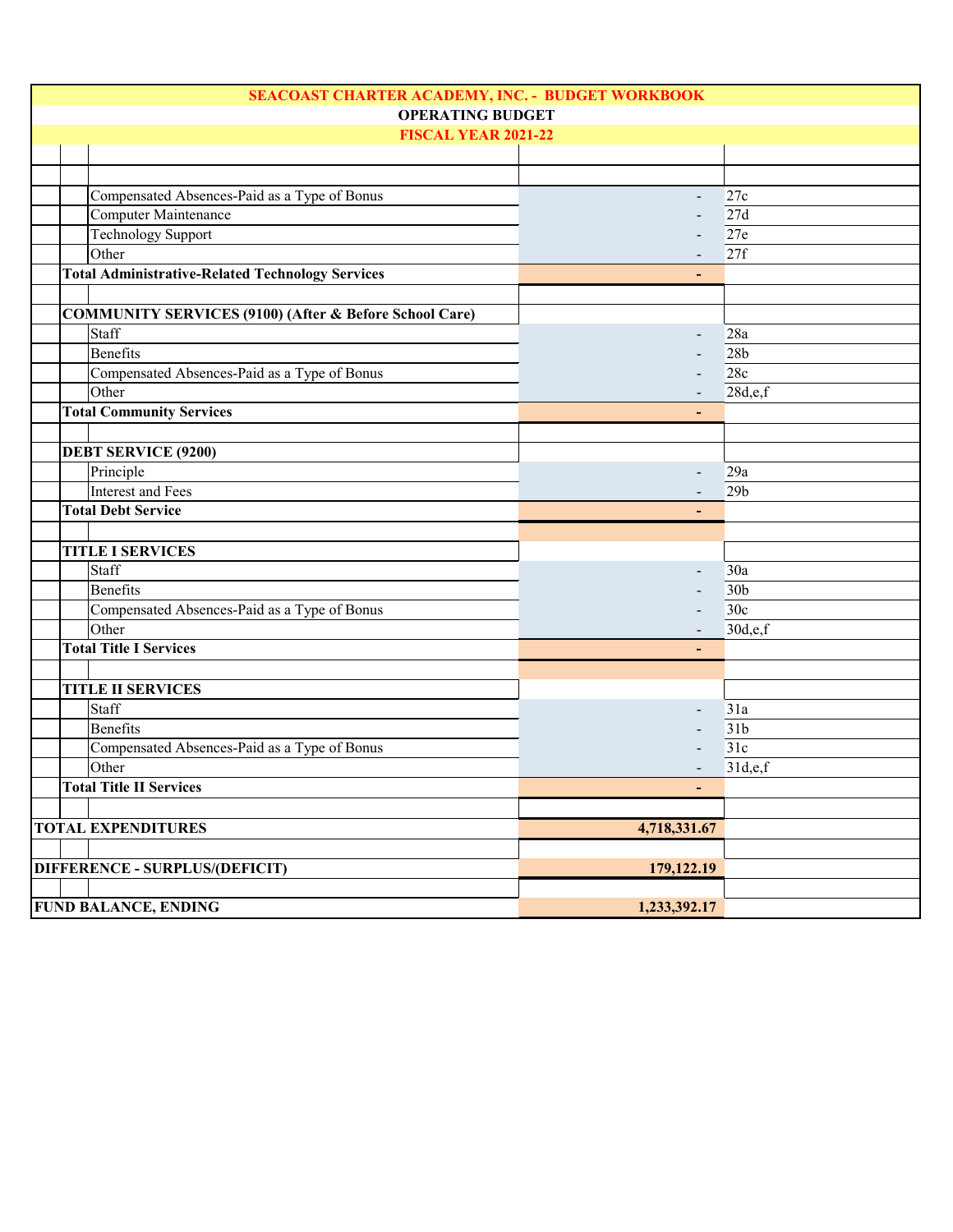# SEACOAST CHARTER ACADEMY, INC. - BUDGET WORKBOOK

## OPERATING BUDGET

## FISCAL YEAR 2021-22

| | | |
|---|---|---|
| Compensated Absences-Paid as a Type of Bonus | - | 27c |
| Computer Maintenance | - | 27d |
| Technology Support | - | 27e |
| Other | - | 27f |
| **Total Administrative-Related Technology Services** | **-** | |
| | | |
| **COMMUNITY SERVICES (9100) (After & Before School Care)** | | |
| Staff | - | 28a |
| Benefits | - | 28b |
| Compensated Absences-Paid as a Type of Bonus | - | 28c |
| Other | - | 28d,e,f |
| **Total Community Services** | **-** | |
| | | |
| **DEBT SERVICE (9200)** | | |
| Principle | - | 29a |
| Interest and Fees | - | 29b |
| **Total Debt Service** | **-** | |
| | | |
| **TITLE I SERVICES** | | |
| Staff | - | 30a |
| Benefits | - | 30b |
| Compensated Absences-Paid as a Type of Bonus | - | 30c |
| Other | - | 30d,e,f |
| **Total Title I Services** | **-** | |
| | | |
| **TITLE II SERVICES** | | |
| Staff | - | 31a |
| Benefits | - | 31b |
| Compensated Absences-Paid as a Type of Bonus | - | 31c |
| Other | - | 31d,e,f |
| **Total Title II Services** | **-** | |
| | | |
| **TOTAL EXPENDITURES** | **4,718,331.67** | |
| | | |
| **DIFFERENCE - SURPLUS/(DEFICIT)** | **179,122.19** | |
| | | |
| **FUND BALANCE, ENDING** | **1,233,392.17** | |